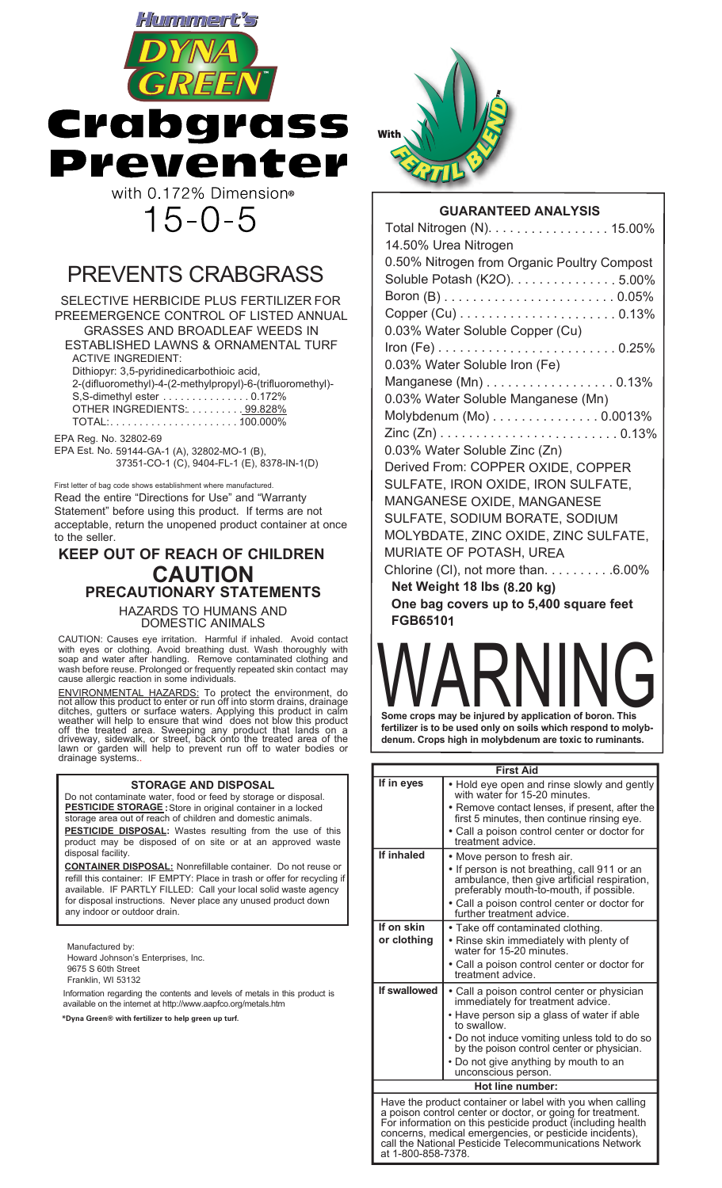# Hummert's DYNA GREEN™

# Crabgrass Preventer

with 0.172% Dimension®

## 15-0-5

With FERTIL BLEND®

## PREVENTS CRABGRASS

SELECTIVE HERBICIDE PLUS FERTILIZER FOR PREEMERGENCE CONTROL OF LISTED ANNUAL GRASSES AND BROADLEAF WEEDS IN ESTABLISHED LAWNS & ORNAMENTAL TURF

ACTIVE INGREDIENT:
Dithiopyr: 3,5-pyridinedicarbothioic acid, 2-(difluoromethyl)-4-(2-methylpropyl)-6-(trifluoromethyl)-S,S-dimethyl ester . . . . . . . . . . . . . . . 0.172%
OTHER INGREDIENTS: . . . . . . . . . 99.828%
TOTAL: . . . . . . . . . . . . . . . . . . . . . 100.000%

EPA Reg. No. 32802-69
EPA Est. No. 59144-GA-1 (A), 32802-MO-1 (B), 37351-CO-1 (C), 9404-FL-1 (E), 8378-IN-1(D)

First letter of bag code shows establishment where manufactured.

Read the entire "Directions for Use" and "Warranty Statement" before using this product. If terms are not acceptable, return the unopened product container at once to the seller.

## KEEP OUT OF REACH OF CHILDREN

## CAUTION

### PRECAUTIONARY STATEMENTS

HAZARDS TO HUMANS AND DOMESTIC ANIMALS

CAUTION: Causes eye irritation. Harmful if inhaled. Avoid contact with eyes or clothing. Avoid breathing dust. Wash thoroughly with soap and water after handling. Remove contaminated clothing and wash before reuse. Prolonged or frequently repeated skin contact may cause allergic reaction in some individuals.

ENVIRONMENTAL HAZARDS: To protect the environment, do not allow this product to enter or run off into storm drains, drainage ditches, gutters or surface waters. Applying this product in calm weather will help to ensure that wind does not blow this product off the treated area. Sweeping any product that lands on a driveway, sidewalk, or street, back onto the treated area of the lawn or garden will help to prevent run off to water bodies or drainage systems..

### STORAGE AND DISPOSAL

Do not contaminate water, food or feed by storage or disposal.

**PESTICIDE STORAGE:** Store in original container in a locked storage area out of reach of children and domestic animals.

**PESTICIDE DISPOSAL:** Wastes resulting from the use of this product may be disposed of on site or at an approved waste disposal facility.

**CONTAINER DISPOSAL:** Nonrefillable container. Do not reuse or refill this container: IF EMPTY: Place in trash or offer for recycling if available. IF PARTLY FILLED: Call your local solid waste agency for disposal instructions. Never place any unused product down any indoor or outdoor drain.

Manufactured by:
Howard Johnson's Enterprises, Inc.
9675 S 60th Street
Franklin, WI 53132

Information regarding the contents and levels of metals in this product is available on the internet at http://www.aapfco.org/metals.htm

**\*Dyna Green® with fertilizer to help green up turf.**

### GUARANTEED ANALYSIS

Total Nitrogen (N). . . . . . . . . . . . . . . . . 15.00%
14.50% Urea Nitrogen
0.50% Nitrogen from Organic Poultry Compost
Soluble Potash (K2O). . . . . . . . . . . . . . . 5.00%
Boron (B) . . . . . . . . . . . . . . . . . . . . . . . . 0.05%
Copper (Cu) . . . . . . . . . . . . . . . . . . . . . . 0.13%
0.03% Water Soluble Copper (Cu)
Iron (Fe) . . . . . . . . . . . . . . . . . . . . . . . . . 0.25%
0.03% Water Soluble Iron (Fe)
Manganese (Mn) . . . . . . . . . . . . . . . . . . 0.13%
0.03% Water Soluble Manganese (Mn)
Molybdenum (Mo) . . . . . . . . . . . . . . . 0.0013%
Zinc (Zn) . . . . . . . . . . . . . . . . . . . . . . . . . 0.13%
0.03% Water Soluble Zinc (Zn)

Derived From: COPPER OXIDE, COPPER SULFATE, IRON OXIDE, IRON SULFATE, MANGANESE OXIDE, MANGANESE SULFATE, SODIUM BORATE, SODIUM MOLYBDATE, ZINC OXIDE, ZINC SULFATE, MURIATE OF POTASH, UREA

Chlorine (Cl), not more than. . . . . . . . . .6.00%

**Net Weight 18 lbs (8.20 kg)**

**One bag covers up to 5,400 square feet**

**FGB65101**

# WARNING

**Some crops may be injured by application of boron. This fertilizer is to be used only on soils which respond to molybdenum. Crops high in molybdenum are toxic to ruminants.**

| First Aid | |
|---|---|
| If in eyes | • Hold eye open and rinse slowly and gently with water for 15-20 minutes.<br>• Remove contact lenses, if present, after the first 5 minutes, then continue rinsing eye.<br>• Call a poison control center or doctor for treatment advice. |
| If inhaled | • Move person to fresh air.<br>• If person is not breathing, call 911 or an ambulance, then give artificial respiration, preferably mouth-to-mouth, if possible.<br>• Call a poison control center or doctor for further treatment advice. |
| If on skin or clothing | • Take off contaminated clothing.<br>• Rinse skin immediately with plenty of water for 15-20 minutes.<br>• Call a poison control center or doctor for treatment advice. |
| If swallowed | • Call a poison control center or physician immediately for treatment advice.<br>• Have person sip a glass of water if able to swallow.<br>• Do not induce vomiting unless told to do so by the poison control center or physician.<br>• Do not give anything by mouth to an unconscious person. |
| Hot line number: | |

Have the product container or label with you when calling a poison control center or doctor, or going for treatment. For information on this pesticide product (including health concerns, medical emergencies, or pesticide incidents), call the National Pesticide Telecommunications Network at 1-800-858-7378.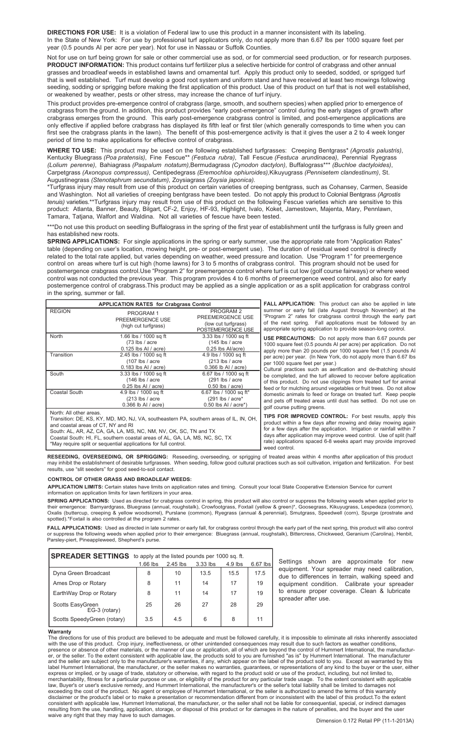**DIRECTIONS FOR USE:** It is a violation of Federal law to use this product in a manner inconsistent with its labeling.
In the State of New York: For use by professional turf applicators only, do not apply more than 6.67 lbs per 1000 square feet per year (0.5 pounds AI per acre per year). Not for use in Nassau or Suffolk Counties.

Not for use on turf being grown for sale or other commercial use as sod, or for commercial seed production, or for research purposes.
**PRODUCT INFORMATION:** This product contains turf fertilizer plus a selective herbicide for control of crabgrass and other annual grasses and broadleaf weeds in established lawns and ornamental turf. Apply this product only to seeded, sodded, or sprigged turf that is well established. Turf must develop a good root system and uniform stand and have received at least two mowings following seeding, sodding or sprigging before making the first application of this product. Use of this product on turf that is not well established, or weakened by weather, pests or other stress, may increase the chance of turf injury.

This product provides pre-emergence control of crabgrass (large, smooth, and southern species) when applied prior to emergence of crabgrass from the ground. In addition, this product provides "early post-emergence" control during the early stages of growth after crabgrass emerges from the ground. This early post-emergence crabgrass control is limited, and post-emergence applications are only effective if applied before crabgrass has displayed its fifth leaf or first tiler (which generally corresponds to time when you can first see the crabgrass plants in the lawn). The benefit of this post-emergence activity is that it gives the user a 2 to 4 week longer period of time to make applications for effective control of crabgrass.

**WHERE TO USE:** This product may be used on the following established turfgrasses: Creeping Bentgrass* *(Agrostis palustris)*, Kentucky Bluegrass *(Poa pratensis)*, Fine Fescue** *(Festuca rubra)*, Tall Fescue *(Festuca arundinacea)*, Perennial Ryegrass *(Lolium perenne)*, Bahiagrass *(Paspalum notatum)*,Bermudagrass *(Cynodon dactylon)*, Buffalograss*** *(Buchloe dactyloides)*, Carpetgrass *(Axonopus compressus)*, Centipedegrass *(Eremochloa ophiuroides)*,Kikuyugrass *(Pennisetem clandestinum)*, St. Augustinegrass *(Stenotaphrum secundatum)*, Zoysiagrass *(Zoysia japonica)*.

*Turfgrass injury may result from use of this product on certain varieties of creeping bentgrass, such as Cohansey, Carmen, Seaside and Washington. Not all varieties of creeping bentgrass have been tested. Do not apply this product to Colonial Bentgrass *(Agrostis tenuis)* varieties.**Turfgrass injury may result from use of this product on the following Fescue varieties which are sensitive to this product: Atlanta, Banner, Beauty, Bilgart, CF-2, Enjoy, HF-93, Highlight, Ivalo, Koket, Jamestown, Majenta, Mary, Pennlawn, Tamara, Tatjana, Walfort and Waldina. Not all varieties of fescue have been tested.

***Do not use this product on seedling Buffalograss in the spring of the first year of establishment until the turfgrass is fully green and has established new roots.

**SPRING APPLICATIONS:** For single applications in the spring or early summer, use the appropriate rate from "Application Rates" table (depending on user's location, mowing height, pre- or post-emergent use). The duration of residual weed control is directly related to the total rate applied, but varies depending on weather, weed pressure and location. Use "Program 1" for preemergence control on areas where turf is cut high (home lawns) for 3 to 5 months of crabgrass control. This program should not be used for postemergence crabgrass control.Use "Program 2" for preemergence control where turf is cut low (golf course fairways) or where weed control was not conducted the previous year. This program provides 4 to 6 months of preemergence weed control, and also for early postemergence control of crabgrass.This product may be applied as a single application or as a split application for crabgrass control in the spring, summer or fall.

**APPLICATION RATES for Crabgrass Control**

| REGION | PROGRAM 1 PREEMERGENCE USE (high cut turfgrass) | PROGRAM 2 PREEMERGENCE USE (low cut turfgrass) POSTEMERGENCE USE |
|---|---|---|
| North | 1.66 lbs / 1000 sq ft (73 lbs / acre 0.125 lbs AI / acre) | 3.33 lbs / 1000 sq ft (145 lbs / acre 0.25 lbs AI/acre) |
| Transition | 2.45 lbs / 1000 sq ft (107 lbs / acre 0.183 lbs AI / acre) | 4.9 lbs / 1000 sq ft (213 lbs / acre 0.366 lb AI / acre) |
| South | 3.33 lbs / 1000 sq ft (146 lbs / acre 0.25 lbs AI / acre) | 6.67 lbs / 1000 sq ft (291 lbs / acre 0.50 lbs / acre) |
| Coastal South | 4.9 lbs / 1000 sq ft (213 lbs / acre 0.366 lb AI / acre) | 6.67 lbs / 1000 sq ft* (291 lbs / acre* 0.50 lbs AI / acre*) |

North: All other areas.
Transition: DE, KS, KY, MD, MO, NJ, VA, southeastern PA, southern areas of IL, IN, OH, and coastal areas of CT, NY and RI
South: AL, AR, AZ, CA, GA, LA, MS, NC, NM, NV, OK, SC, TN and TX
Coastal South: HI, FL, southern coastal areas of AL, GA, LA, MS, NC, SC, TX
*May require split or sequential applications for full control.

**FALL APPLICATION:** This product can also be applied in late summer or early fall (late August through November) at the "Program 2" rates for crabgrass control through the early part of the next spring. Fall applications must be followed by an appropriate spring application to provide season-long control.

**USE PRECAUTIONS:** Do not apply more than 6.67 pounds per 1000 square feet (0.5 pounds AI per acre) per application. Do not apply more than 20 pounds per 1000 square feet (1.5 pounds AI per acre) per year. (In New York, do not apply more than 6.67 lbs per 1000 square feet per year.)
Cultural practices such as aerification and de-thatching should be completed, and the turf allowed to recover before application of this product. Do not use clippings from treated turf for animal feed or for mulching around vegetables or fruit trees. Do not allow domestic animals to feed or forage on treated turf. Keep people and pets off treated areas until dust has settled. Do not use on golf course putting greens.

**TIPS FOR IMPROVED CONTROL:** For best results, apply this product within a few days after mowing and delay mowing again for a few days after the application. Irrigation or rainfall within 7 days after application may improve weed control. Use of split (half rate) applications spaced 6-8 weeks apart may provide improved weed control.

**RESEEDING, OVERSEEDING, OR SPRIGGING:** Reseeding, overseeding, or sprigging of treated areas within 4 months after application of this product may inhibit the establishment of desirable turfgrasses. When seeding, follow good cultural practices such as soil cultivation, irrigation and fertilization. For best results, use "slit seeders" for good seed-to-soil contact.

**CONTROL OF OTHER GRASS AND BROADLEAF WEEDS:**

**APPLICATION LIMITS:** Certain states have limits on application rates and timing. Consult your local State Cooperative Extension Service for current information on application limits for lawn fertilizers in your area.

**SPRING APPLICATIONS:** Used as directed for crabgrass control in spring, this product will also control or suppress the following weeds when applied prior to their emergence: Barnyardgrass, Bluegrass (annual, roughstalk), Crowfootgrass, Foxtail (yellow & green)*, Goosegrass, Kikuyugrass, Lespedeza (common), Oxalis (buttercup, creeping & yellow woodsorrel), Purslane (common), Ryegrass (annual & perennial), Smutgrass, Speedwell (corn), Spurge (prostrate and spotted).*Foxtail is also controlled at the program 2 rates.

**FALL APPLICATIONS:** Used as directed in late summer or early fall, for crabgrass control through the early part of the next spring, this product will also control or suppress the following weeds when applied prior to their emergence: Bluegrass (annual, roughstalk), Bittercress, Chickweed, Geranium (Carolina), Henbit, Parsley-piert, Pineappleweed, Shepherd's purse.

**SPREADER SETTINGS** to apply at the listed pounds per 1000 sq. ft.

| | 1.66 lbs | 2.45 lbs | 3.33 lbs | 4.9 lbs | 6.67 lbs |
|---|---|---|---|---|---|
| Dyna Green Broadcast | 8 | 10 | 13.5 | 15.5 | 17.5 |
| Ames Drop or Rotary | 8 | 11 | 14 | 17 | 19 |
| EarthWay Drop or Rotary | 8 | 11 | 14 | 17 | 19 |
| Scotts EasyGreen EG-3 (rotary) | 25 | 26 | 27 | 28 | 29 |
| Scotts SpeedyGreen (rotary) | 3.5 | 4.5 | 6 | 8 | 11 |

Settings shown are approximate for new equipment. Your spreader may need calibration, due to differences in terrain, walking speed and equipment condition. Calibrate your spreader to ensure proper coverage. Clean & lubricate spreader after use.

**Warranty**
The directions for use of this product are believed to be adequate and must be followed carefully, it is impossible to eliminate all risks inherently associated with the use of this product. Crop injury, ineffectiveness, or other unintended consequences may result due to such factors as weather conditions, presence or absence of other materials, or the manner of use or application, all of which are beyond the control of Hummert International, the manufacturer, or the seller. To the extent consistent with applicable law, the products sold to you are furnished "as is" by Hummert International. The manufacturer and the seller are subject only to the manufacturer's warranties, if any, which appear on the label of the product sold to you. Except as warranted by this label Hummert International, the manufacturer, or the seller makes no warranties, guarantees, or representations of any kind to the buyer or the user, either express or implied, or by usage of trade, statutory or otherwise, with regard to the product sold or use of the product, including, but not limited to, merchantability, fitness for a particular purpose or use, or eligibility of the product for any particular trade usage. To the extent consistent with applicable law, Buyer's or user's exclusive remedy, and Hummert International, the manufacturer's or the seller's total liability shall be limited to damages not exceeding the cost of the product. No agent or employee of Hummert International, or the seller is authorized to amend the terms of this warranty disclaimer or the product's label or to make a presentation or recommendation different from or inconsistent with the label of this product.To the extent consistent with applicable law, Hummert International, the manufacturer, or the seller shall not be liable for consequential, special, or indirect damages resulting from the use, handling, application, storage, or disposal of this product or for damages in the nature of penalties, and the buyer and the user waive any right that they may have to such damages.

Dimension 0.172 Retail PP (11-1-2013A)